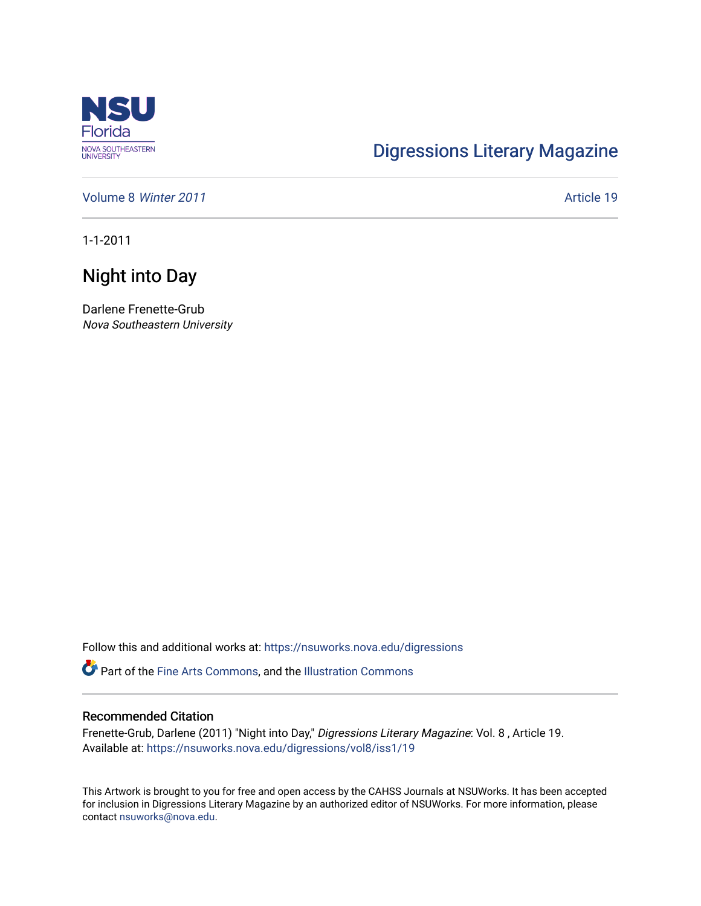Digressions Literary Magazine

Volume 8 *Winter 2011*

Article 19

1-1-2011

# Night into Day

Darlene Frenette-Grub
*Nova Southeastern University*

Follow this and additional works at: https://nsuworks.nova.edu/digressions

Part of the Fine Arts Commons, and the Illustration Commons

## Recommended Citation

Frenette-Grub, Darlene (2011) "Night into Day," *Digressions Literary Magazine*: Vol. 8 , Article 19.
Available at: https://nsuworks.nova.edu/digressions/vol8/iss1/19

This Artwork is brought to you for free and open access by the CAHSS Journals at NSUWorks. It has been accepted for inclusion in Digressions Literary Magazine by an authorized editor of NSUWorks. For more information, please contact nsuworks@nova.edu.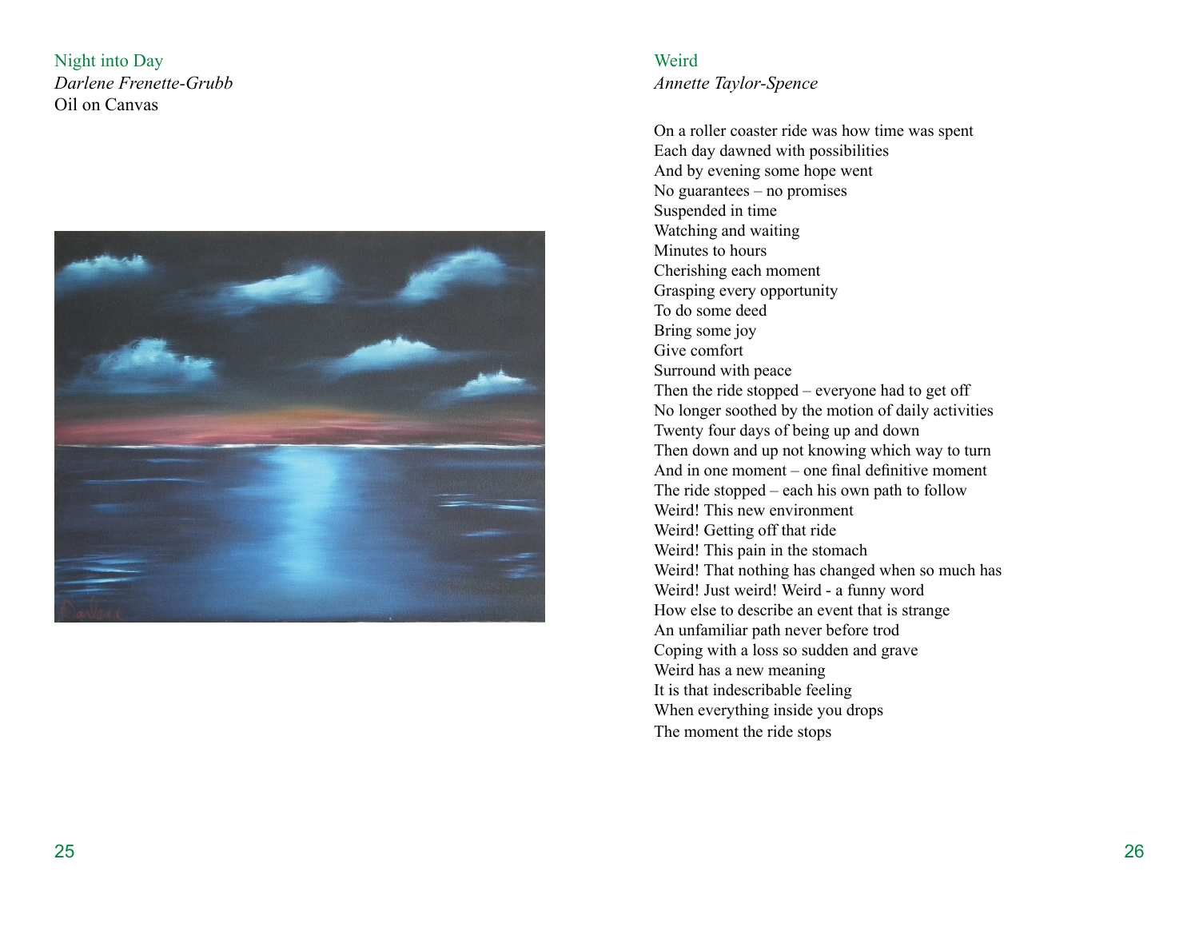## Night into Day

*Darlene Frenette-Grubb*

Oil on Canvas

## Weird

*Annette Taylor-Spence*

On a roller coaster ride was how time was spent
Each day dawned with possibilities
And by evening some hope went
No guarantees – no promises
Suspended in time
Watching and waiting
Minutes to hours
Cherishing each moment
Grasping every opportunity
To do some deed
Bring some joy
Give comfort
Surround with peace
Then the ride stopped – everyone had to get off
No longer soothed by the motion of daily activities
Twenty four days of being up and down
Then down and up not knowing which way to turn
And in one moment – one final definitive moment
The ride stopped – each his own path to follow
Weird! This new environment
Weird! Getting off that ride
Weird! This pain in the stomach
Weird! That nothing has changed when so much has
Weird! Just weird! Weird - a funny word
How else to describe an event that is strange
An unfamiliar path never before trod
Coping with a loss so sudden and grave
Weird has a new meaning
It is that indescribable feeling
When everything inside you drops
The moment the ride stops